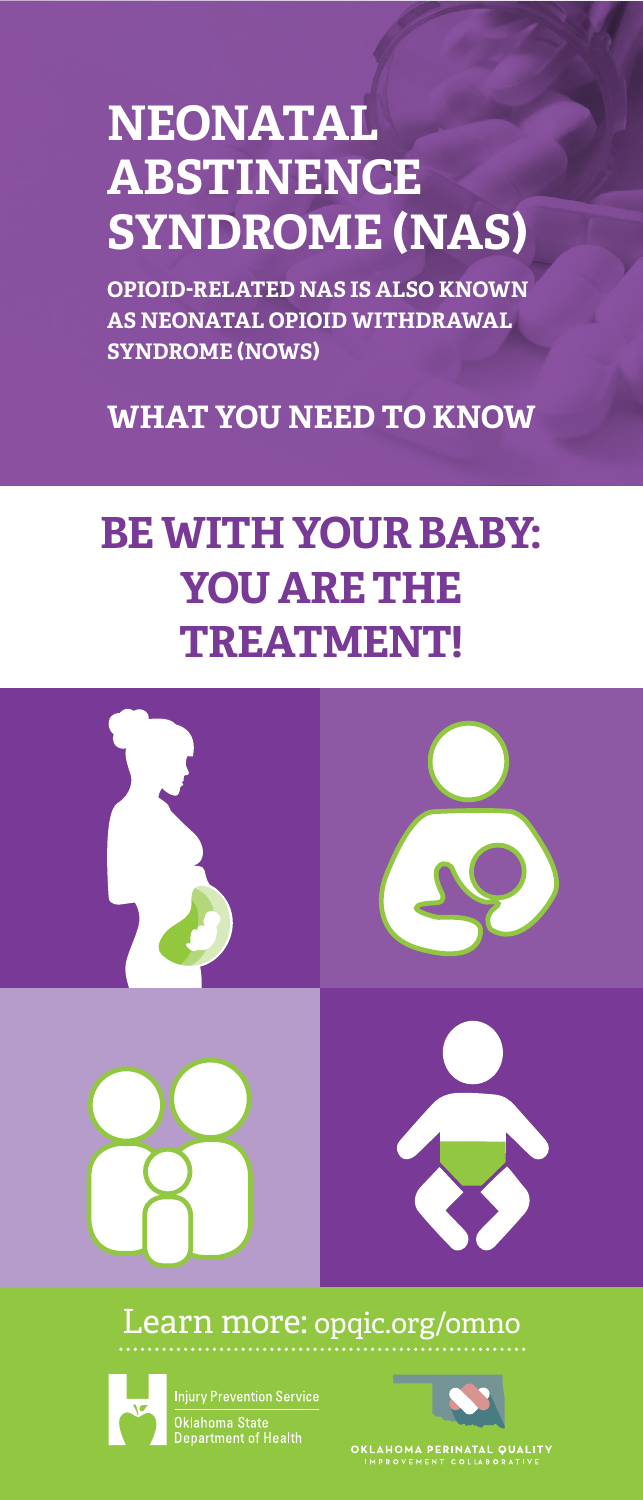# NEONATAL ABSTINENCE SYNDROME (NAS)

**OPIOID-RELATED NAS IS ALSO KNOWN AS NEONATAL OPIOID WITHDRAWAL SYNDROME (NOWS)**

**WHAT YOU NEED TO KNOW**

## BE WITH YOUR BABY: YOU ARE THE TREATMENT!

Learn more: opqic.org/omno

Injury Prevention Service

Oklahoma State Department of Health

OKLAHOMA PERINATAL QUALITY IMPROVEMENT COLLABORATIVE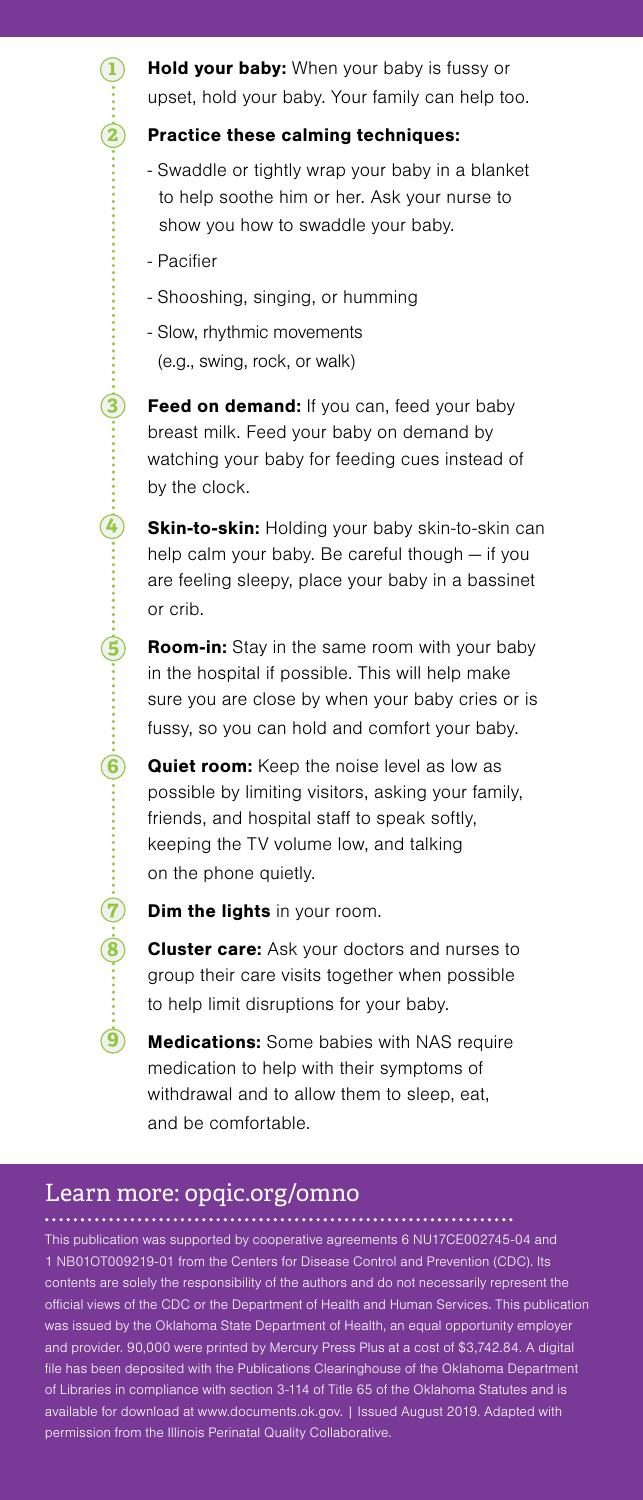1. **Hold your baby:** When your baby is fussy or upset, hold your baby. Your family can help too.

2. **Practice these calming techniques:**
   - Swaddle or tightly wrap your baby in a blanket to help soothe him or her. Ask your nurse to show you how to swaddle your baby.
   - Pacifier
   - Shooshing, singing, or humming
   - Slow, rhythmic movements (e.g., swing, rock, or walk)

3. **Feed on demand:** If you can, feed your baby breast milk. Feed your baby on demand by watching your baby for feeding cues instead of by the clock.

4. **Skin-to-skin:** Holding your baby skin-to-skin can help calm your baby. Be careful though — if you are feeling sleepy, place your baby in a bassinet or crib.

5. **Room-in:** Stay in the same room with your baby in the hospital if possible. This will help make sure you are close by when your baby cries or is fussy, so you can hold and comfort your baby.

6. **Quiet room:** Keep the noise level as low as possible by limiting visitors, asking your family, friends, and hospital staff to speak softly, keeping the TV volume low, and talking on the phone quietly.

7. **Dim the lights** in your room.

8. **Cluster care:** Ask your doctors and nurses to group their care visits together when possible to help limit disruptions for your baby.

9. **Medications:** Some babies with NAS require medication to help with their symptoms of withdrawal and to allow them to sleep, eat, and be comfortable.

## Learn more: opqic.org/omno

This publication was supported by cooperative agreements 6 NU17CE002745-04 and 1 NB01OT009219-01 from the Centers for Disease Control and Prevention (CDC). Its contents are solely the responsibility of the authors and do not necessarily represent the official views of the CDC or the Department of Health and Human Services. This publication was issued by the Oklahoma State Department of Health, an equal opportunity employer and provider. 90,000 were printed by Mercury Press Plus at a cost of $3,742.84. A digital file has been deposited with the Publications Clearinghouse of the Oklahoma Department of Libraries in compliance with section 3-114 of Title 65 of the Oklahoma Statutes and is available for download at www.documents.ok.gov. | Issued August 2019. Adapted with permission from the Illinois Perinatal Quality Collaborative.